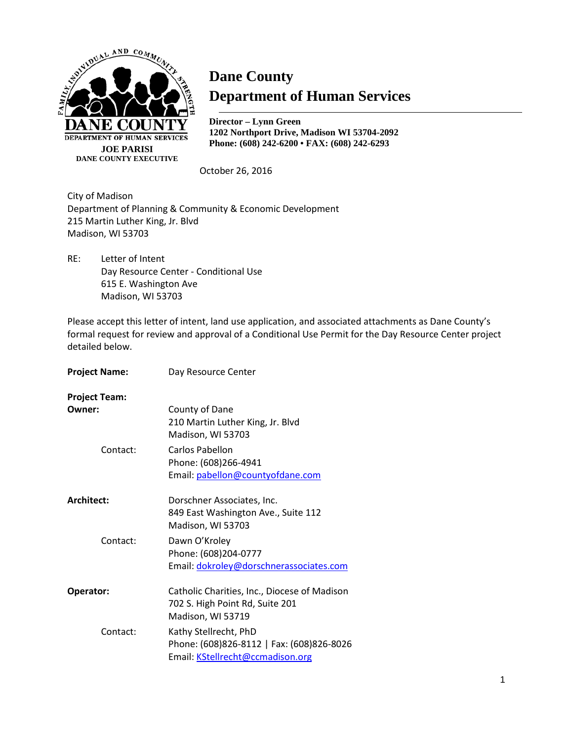FAMILY, INDIVIDUAL AND COMMUNITY STRENGTH

DANE COUNTY
DEPARTMENT OF HUMAN SERVICES

**JOE PARISI**
**DANE COUNTY EXECUTIVE**

# Dane County
# Department of Human Services

**Director – Lynn Green**
**1202 Northport Drive, Madison WI 53704-2092**
**Phone: (608) 242-6200 • FAX: (608) 242-6293**

October 26, 2016

City of Madison
Department of Planning & Community & Economic Development
215 Martin Luther King, Jr. Blvd
Madison, WI 53703

RE: Letter of Intent
Day Resource Center - Conditional Use
615 E. Washington Ave
Madison, WI 53703

Please accept this letter of intent, land use application, and associated attachments as Dane County's formal request for review and approval of a Conditional Use Permit for the Day Resource Center project detailed below.

**Project Name:** Day Resource Center

**Project Team:**

**Owner:**
County of Dane
210 Martin Luther King, Jr. Blvd
Madison, WI 53703

Contact:
Carlos Pabellon
Phone: (608)266-4941
Email: pabellon@countyofdane.com

**Architect:**
Dorschner Associates, Inc.
849 East Washington Ave., Suite 112
Madison, WI 53703

Contact:
Dawn O'Kroley
Phone: (608)204-0777
Email: dokroley@dorschnerassociates.com

**Operator:**
Catholic Charities, Inc., Diocese of Madison
702 S. High Point Rd, Suite 201
Madison, WI 53719

Contact:
Kathy Stellrecht, PhD
Phone: (608)826-8112 | Fax: (608)826-8026
Email: KStellrecht@ccmadison.org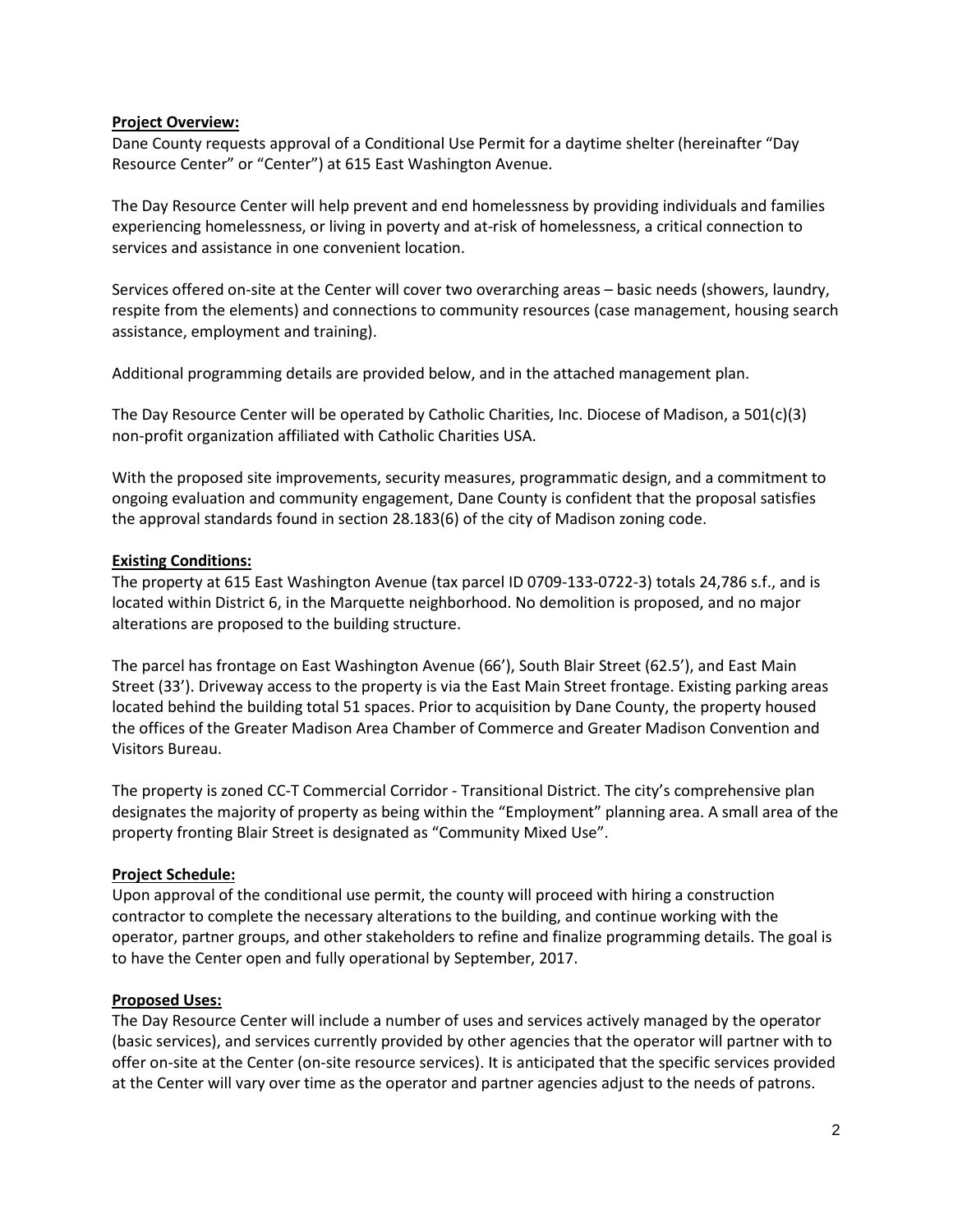**Project Overview:**

Dane County requests approval of a Conditional Use Permit for a daytime shelter (hereinafter "Day Resource Center" or "Center") at 615 East Washington Avenue.

The Day Resource Center will help prevent and end homelessness by providing individuals and families experiencing homelessness, or living in poverty and at-risk of homelessness, a critical connection to services and assistance in one convenient location.

Services offered on-site at the Center will cover two overarching areas – basic needs (showers, laundry, respite from the elements) and connections to community resources (case management, housing search assistance, employment and training).

Additional programming details are provided below, and in the attached management plan.

The Day Resource Center will be operated by Catholic Charities, Inc. Diocese of Madison, a 501(c)(3) non-profit organization affiliated with Catholic Charities USA.

With the proposed site improvements, security measures, programmatic design, and a commitment to ongoing evaluation and community engagement, Dane County is confident that the proposal satisfies the approval standards found in section 28.183(6) of the city of Madison zoning code.

**Existing Conditions:**

The property at 615 East Washington Avenue (tax parcel ID 0709-133-0722-3) totals 24,786 s.f., and is located within District 6, in the Marquette neighborhood. No demolition is proposed, and no major alterations are proposed to the building structure.

The parcel has frontage on East Washington Avenue (66'), South Blair Street (62.5'), and East Main Street (33'). Driveway access to the property is via the East Main Street frontage. Existing parking areas located behind the building total 51 spaces. Prior to acquisition by Dane County, the property housed the offices of the Greater Madison Area Chamber of Commerce and Greater Madison Convention and Visitors Bureau.

The property is zoned CC-T Commercial Corridor - Transitional District. The city's comprehensive plan designates the majority of property as being within the "Employment" planning area. A small area of the property fronting Blair Street is designated as "Community Mixed Use".

**Project Schedule:**

Upon approval of the conditional use permit, the county will proceed with hiring a construction contractor to complete the necessary alterations to the building, and continue working with the operator, partner groups, and other stakeholders to refine and finalize programming details. The goal is to have the Center open and fully operational by September, 2017.

**Proposed Uses:**

The Day Resource Center will include a number of uses and services actively managed by the operator (basic services), and services currently provided by other agencies that the operator will partner with to offer on-site at the Center (on-site resource services). It is anticipated that the specific services provided at the Center will vary over time as the operator and partner agencies adjust to the needs of patrons.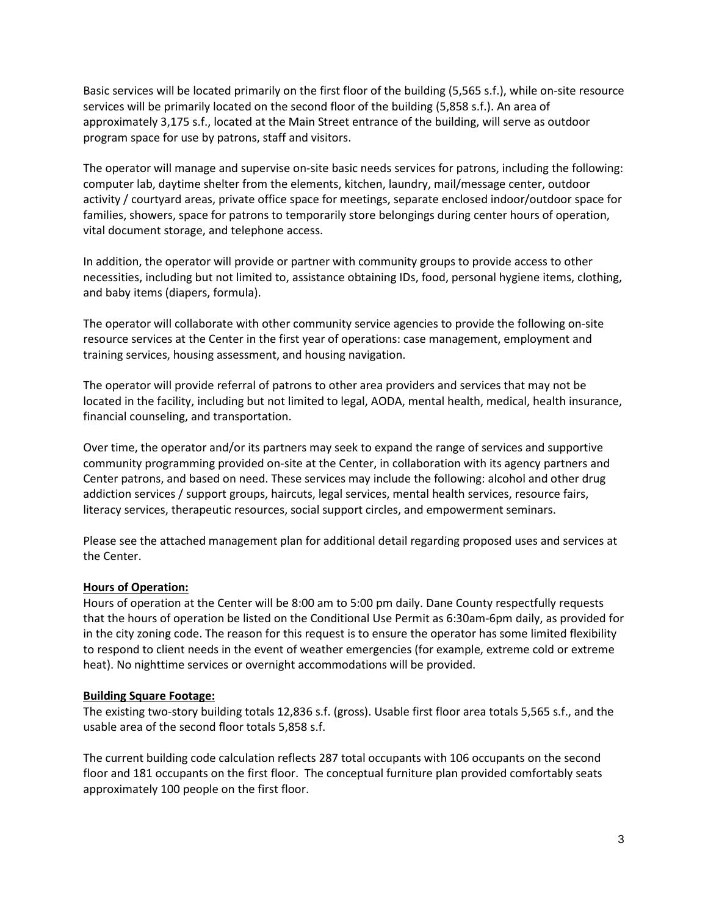Basic services will be located primarily on the first floor of the building (5,565 s.f.), while on-site resource services will be primarily located on the second floor of the building (5,858 s.f.). An area of approximately 3,175 s.f., located at the Main Street entrance of the building, will serve as outdoor program space for use by patrons, staff and visitors.

The operator will manage and supervise on-site basic needs services for patrons, including the following: computer lab, daytime shelter from the elements, kitchen, laundry, mail/message center, outdoor activity / courtyard areas, private office space for meetings, separate enclosed indoor/outdoor space for families, showers, space for patrons to temporarily store belongings during center hours of operation, vital document storage, and telephone access.

In addition, the operator will provide or partner with community groups to provide access to other necessities, including but not limited to, assistance obtaining IDs, food, personal hygiene items, clothing, and baby items (diapers, formula).

The operator will collaborate with other community service agencies to provide the following on-site resource services at the Center in the first year of operations: case management, employment and training services, housing assessment, and housing navigation.

The operator will provide referral of patrons to other area providers and services that may not be located in the facility, including but not limited to legal, AODA, mental health, medical, health insurance, financial counseling, and transportation.

Over time, the operator and/or its partners may seek to expand the range of services and supportive community programming provided on-site at the Center, in collaboration with its agency partners and Center patrons, and based on need. These services may include the following: alcohol and other drug addiction services / support groups, haircuts, legal services, mental health services, resource fairs, literacy services, therapeutic resources, social support circles, and empowerment seminars.

Please see the attached management plan for additional detail regarding proposed uses and services at the Center.

**Hours of Operation:**

Hours of operation at the Center will be 8:00 am to 5:00 pm daily. Dane County respectfully requests that the hours of operation be listed on the Conditional Use Permit as 6:30am-6pm daily, as provided for in the city zoning code. The reason for this request is to ensure the operator has some limited flexibility to respond to client needs in the event of weather emergencies (for example, extreme cold or extreme heat). No nighttime services or overnight accommodations will be provided.

**Building Square Footage:**

The existing two-story building totals 12,836 s.f. (gross). Usable first floor area totals 5,565 s.f., and the usable area of the second floor totals 5,858 s.f.

The current building code calculation reflects 287 total occupants with 106 occupants on the second floor and 181 occupants on the first floor. The conceptual furniture plan provided comfortably seats approximately 100 people on the first floor.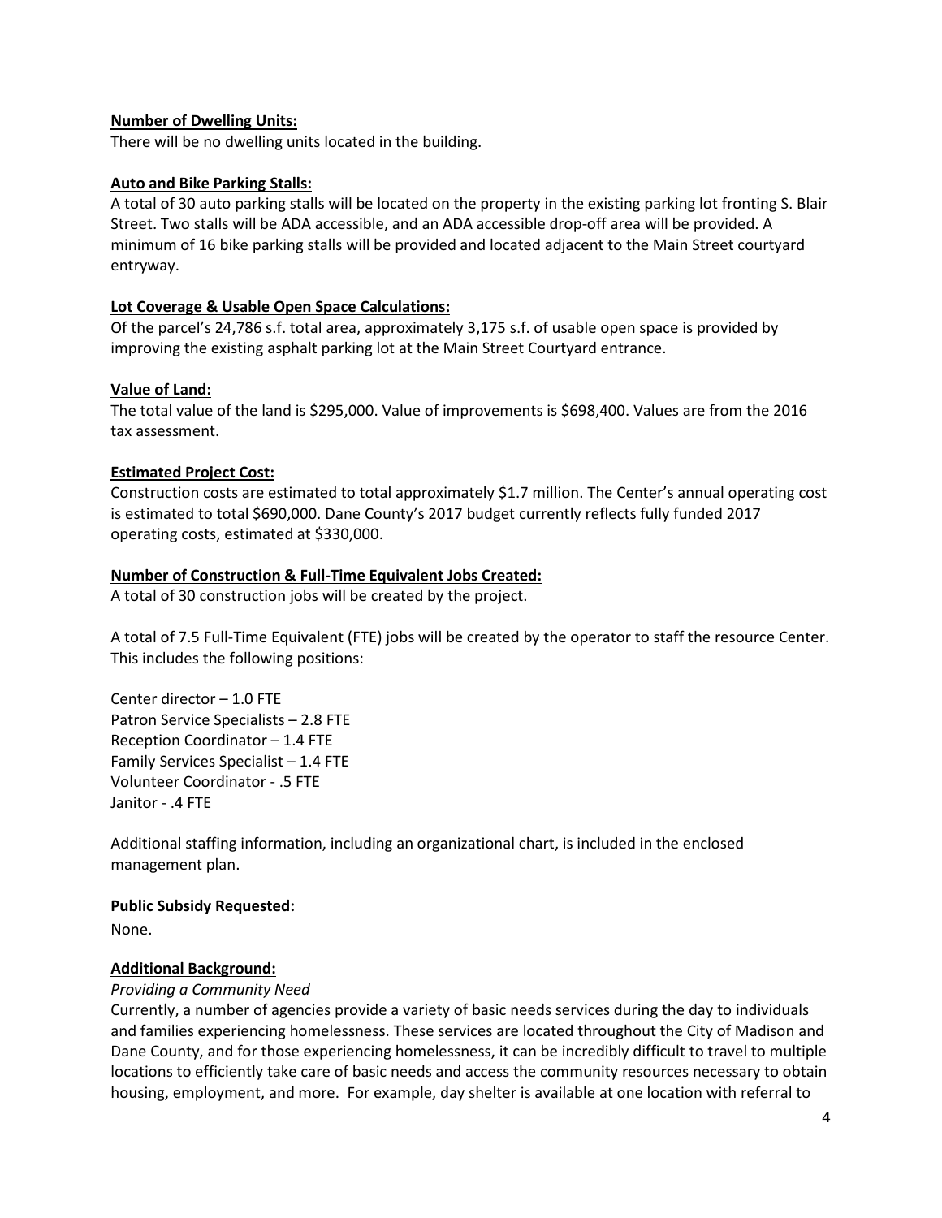**Number of Dwelling Units:**

There will be no dwelling units located in the building.

**Auto and Bike Parking Stalls:**

A total of 30 auto parking stalls will be located on the property in the existing parking lot fronting S. Blair Street. Two stalls will be ADA accessible, and an ADA accessible drop-off area will be provided. A minimum of 16 bike parking stalls will be provided and located adjacent to the Main Street courtyard entryway.

**Lot Coverage & Usable Open Space Calculations:**

Of the parcel's 24,786 s.f. total area, approximately 3,175 s.f. of usable open space is provided by improving the existing asphalt parking lot at the Main Street Courtyard entrance.

**Value of Land:**

The total value of the land is $295,000. Value of improvements is $698,400. Values are from the 2016 tax assessment.

**Estimated Project Cost:**

Construction costs are estimated to total approximately $1.7 million. The Center's annual operating cost is estimated to total $690,000. Dane County's 2017 budget currently reflects fully funded 2017 operating costs, estimated at $330,000.

**Number of Construction & Full-Time Equivalent Jobs Created:**

A total of 30 construction jobs will be created by the project.

A total of 7.5 Full-Time Equivalent (FTE) jobs will be created by the operator to staff the resource Center. This includes the following positions:

Center director – 1.0 FTE
Patron Service Specialists – 2.8 FTE
Reception Coordinator – 1.4 FTE
Family Services Specialist – 1.4 FTE
Volunteer Coordinator - .5 FTE
Janitor - .4 FTE

Additional staffing information, including an organizational chart, is included in the enclosed management plan.

**Public Subsidy Requested:**

None.

**Additional Background:**

*Providing a Community Need*

Currently, a number of agencies provide a variety of basic needs services during the day to individuals and families experiencing homelessness. These services are located throughout the City of Madison and Dane County, and for those experiencing homelessness, it can be incredibly difficult to travel to multiple locations to efficiently take care of basic needs and access the community resources necessary to obtain housing, employment, and more. For example, day shelter is available at one location with referral to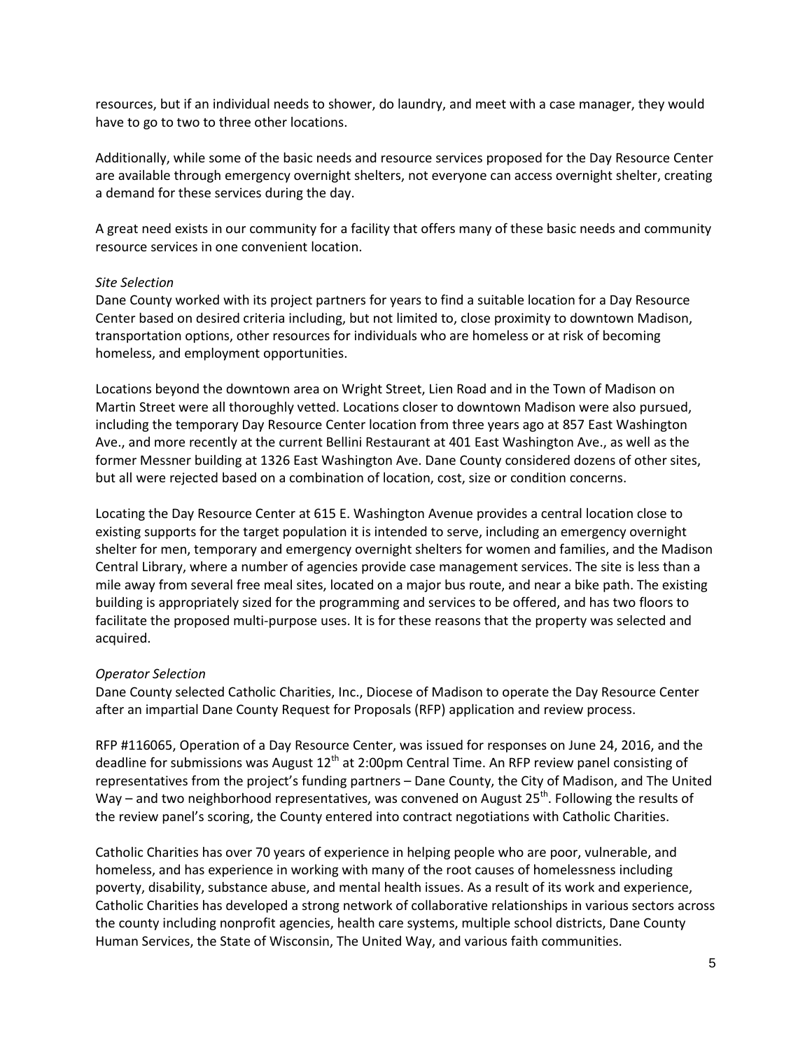resources, but if an individual needs to shower, do laundry, and meet with a case manager, they would have to go to two to three other locations.

Additionally, while some of the basic needs and resource services proposed for the Day Resource Center are available through emergency overnight shelters, not everyone can access overnight shelter, creating a demand for these services during the day.

A great need exists in our community for a facility that offers many of these basic needs and community resource services in one convenient location.

*Site Selection*

Dane County worked with its project partners for years to find a suitable location for a Day Resource Center based on desired criteria including, but not limited to, close proximity to downtown Madison, transportation options, other resources for individuals who are homeless or at risk of becoming homeless, and employment opportunities.

Locations beyond the downtown area on Wright Street, Lien Road and in the Town of Madison on Martin Street were all thoroughly vetted. Locations closer to downtown Madison were also pursued, including the temporary Day Resource Center location from three years ago at 857 East Washington Ave., and more recently at the current Bellini Restaurant at 401 East Washington Ave., as well as the former Messner building at 1326 East Washington Ave. Dane County considered dozens of other sites, but all were rejected based on a combination of location, cost, size or condition concerns.

Locating the Day Resource Center at 615 E. Washington Avenue provides a central location close to existing supports for the target population it is intended to serve, including an emergency overnight shelter for men, temporary and emergency overnight shelters for women and families, and the Madison Central Library, where a number of agencies provide case management services. The site is less than a mile away from several free meal sites, located on a major bus route, and near a bike path. The existing building is appropriately sized for the programming and services to be offered, and has two floors to facilitate the proposed multi-purpose uses. It is for these reasons that the property was selected and acquired.

*Operator Selection*

Dane County selected Catholic Charities, Inc., Diocese of Madison to operate the Day Resource Center after an impartial Dane County Request for Proposals (RFP) application and review process.

RFP #116065, Operation of a Day Resource Center, was issued for responses on June 24, 2016, and the deadline for submissions was August 12th at 2:00pm Central Time. An RFP review panel consisting of representatives from the project's funding partners – Dane County, the City of Madison, and The United Way – and two neighborhood representatives, was convened on August 25th. Following the results of the review panel's scoring, the County entered into contract negotiations with Catholic Charities.

Catholic Charities has over 70 years of experience in helping people who are poor, vulnerable, and homeless, and has experience in working with many of the root causes of homelessness including poverty, disability, substance abuse, and mental health issues. As a result of its work and experience, Catholic Charities has developed a strong network of collaborative relationships in various sectors across the county including nonprofit agencies, health care systems, multiple school districts, Dane County Human Services, the State of Wisconsin, The United Way, and various faith communities.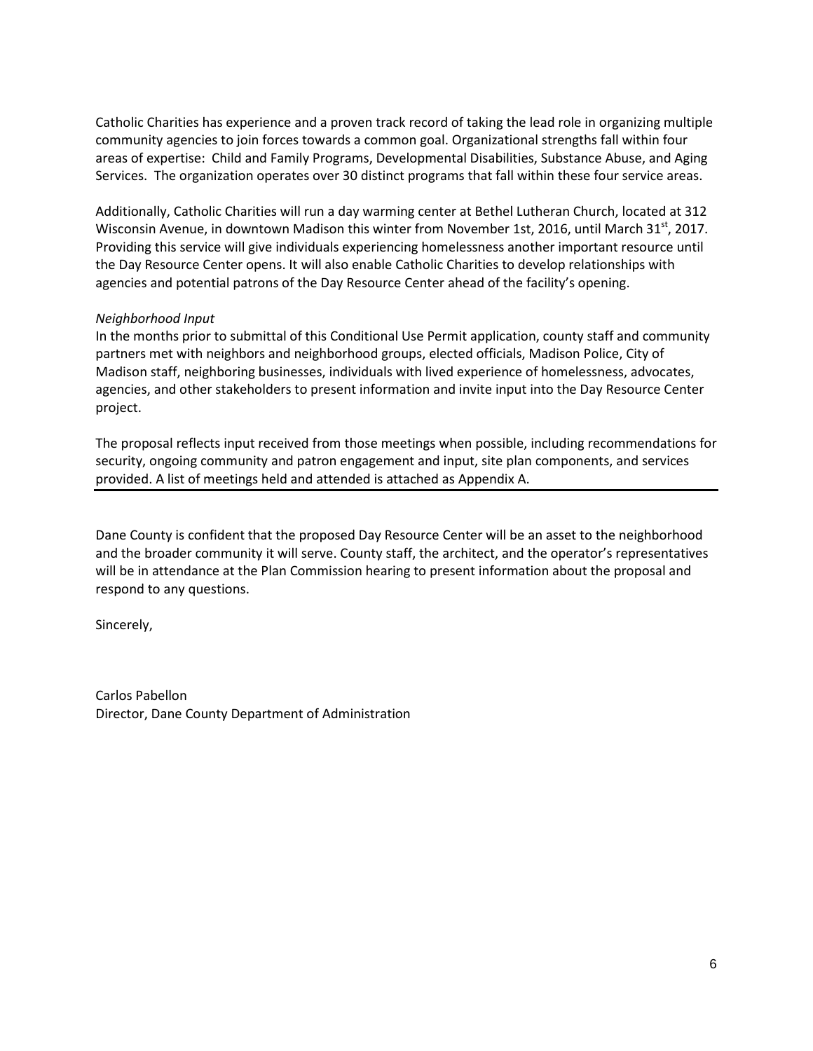Catholic Charities has experience and a proven track record of taking the lead role in organizing multiple community agencies to join forces towards a common goal. Organizational strengths fall within four areas of expertise: Child and Family Programs, Developmental Disabilities, Substance Abuse, and Aging Services. The organization operates over 30 distinct programs that fall within these four service areas.

Additionally, Catholic Charities will run a day warming center at Bethel Lutheran Church, located at 312 Wisconsin Avenue, in downtown Madison this winter from November 1st, 2016, until March 31st, 2017. Providing this service will give individuals experiencing homelessness another important resource until the Day Resource Center opens. It will also enable Catholic Charities to develop relationships with agencies and potential patrons of the Day Resource Center ahead of the facility's opening.

*Neighborhood Input*

In the months prior to submittal of this Conditional Use Permit application, county staff and community partners met with neighbors and neighborhood groups, elected officials, Madison Police, City of Madison staff, neighboring businesses, individuals with lived experience of homelessness, advocates, agencies, and other stakeholders to present information and invite input into the Day Resource Center project.

The proposal reflects input received from those meetings when possible, including recommendations for security, ongoing community and patron engagement and input, site plan components, and services provided. A list of meetings held and attended is attached as Appendix A.

---

Dane County is confident that the proposed Day Resource Center will be an asset to the neighborhood and the broader community it will serve. County staff, the architect, and the operator's representatives will be in attendance at the Plan Commission hearing to present information about the proposal and respond to any questions.

Sincerely,

Carlos Pabellon
Director, Dane County Department of Administration